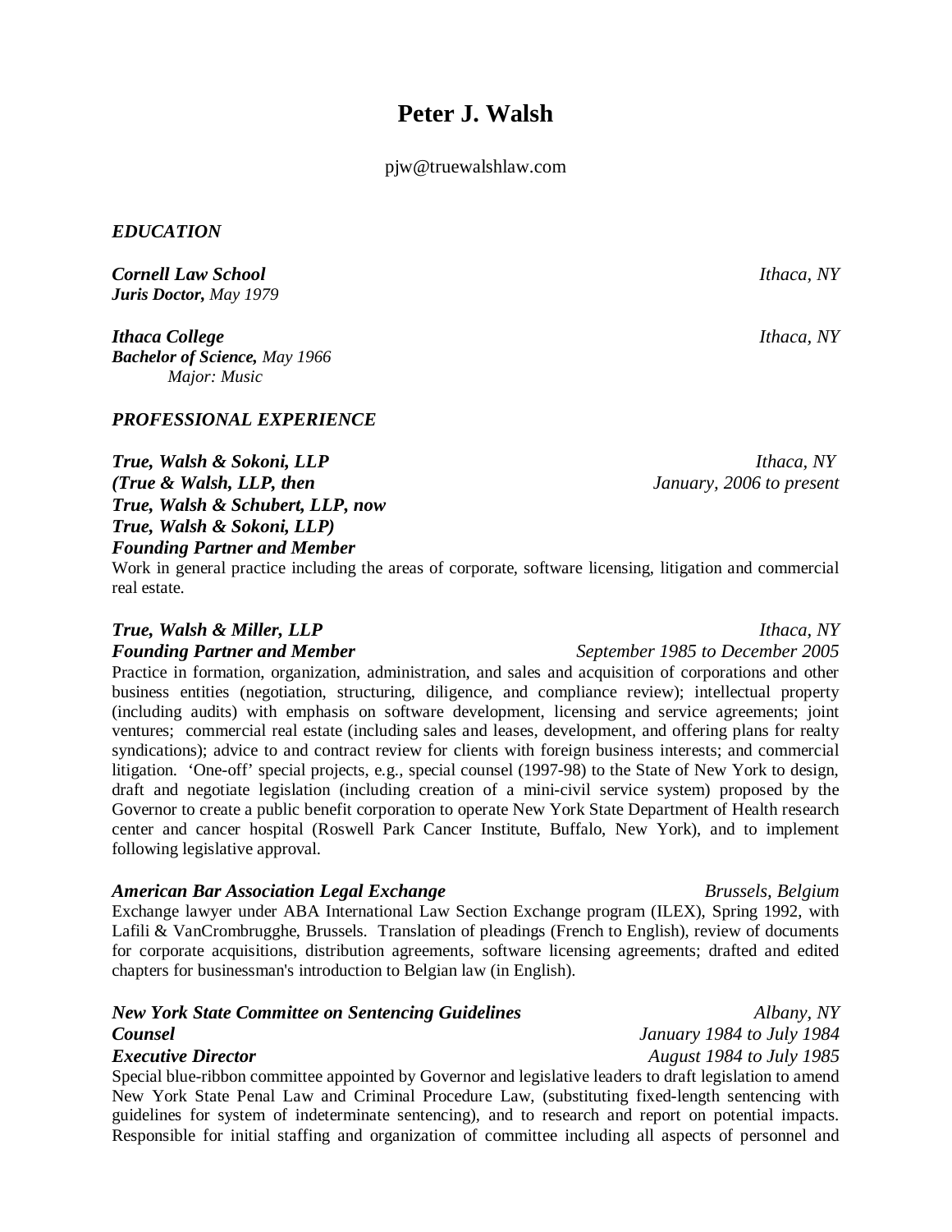# Peter J. Walsh

pjw@truewalshlaw.com

## *EDUCATION*

***Cornell Law School*** *Ithaca, NY*
***Juris Doctor,*** *May 1979*

***Ithaca College*** *Ithaca, NY*
***Bachelor of Science,*** *May 1966*
*Major: Music*

## *PROFESSIONAL EXPERIENCE*

***True, Walsh & Sokoni, LLP*** *Ithaca, NY*
***(True & Walsh, LLP, then*** *January, 2006 to present*
***True, Walsh & Schubert, LLP, now***
***True, Walsh & Sokoni, LLP)***
***Founding Partner and Member***

Work in general practice including the areas of corporate, software licensing, litigation and commercial real estate.

***True, Walsh & Miller, LLP*** *Ithaca, NY*
***Founding Partner and Member*** *September 1985 to December 2005*

Practice in formation, organization, administration, and sales and acquisition of corporations and other business entities (negotiation, structuring, diligence, and compliance review); intellectual property (including audits) with emphasis on software development, licensing and service agreements; joint ventures; commercial real estate (including sales and leases, development, and offering plans for realty syndications); advice to and contract review for clients with foreign business interests; and commercial litigation. 'One-off' special projects, e.g., special counsel (1997-98) to the State of New York to design, draft and negotiate legislation (including creation of a mini-civil service system) proposed by the Governor to create a public benefit corporation to operate New York State Department of Health research center and cancer hospital (Roswell Park Cancer Institute, Buffalo, New York), and to implement following legislative approval.

***American Bar Association Legal Exchange*** *Brussels, Belgium*

Exchange lawyer under ABA International Law Section Exchange program (ILEX), Spring 1992, with Lafili & VanCrombrugghe, Brussels. Translation of pleadings (French to English), review of documents for corporate acquisitions, distribution agreements, software licensing agreements; drafted and edited chapters for businessman's introduction to Belgian law (in English).

***New York State Committee on Sentencing Guidelines*** *Albany, NY*
***Counsel*** *January 1984 to July 1984*
***Executive Director*** *August 1984 to July 1985*

Special blue-ribbon committee appointed by Governor and legislative leaders to draft legislation to amend New York State Penal Law and Criminal Procedure Law, (substituting fixed-length sentencing with guidelines for system of indeterminate sentencing), and to research and report on potential impacts. Responsible for initial staffing and organization of committee including all aspects of personnel and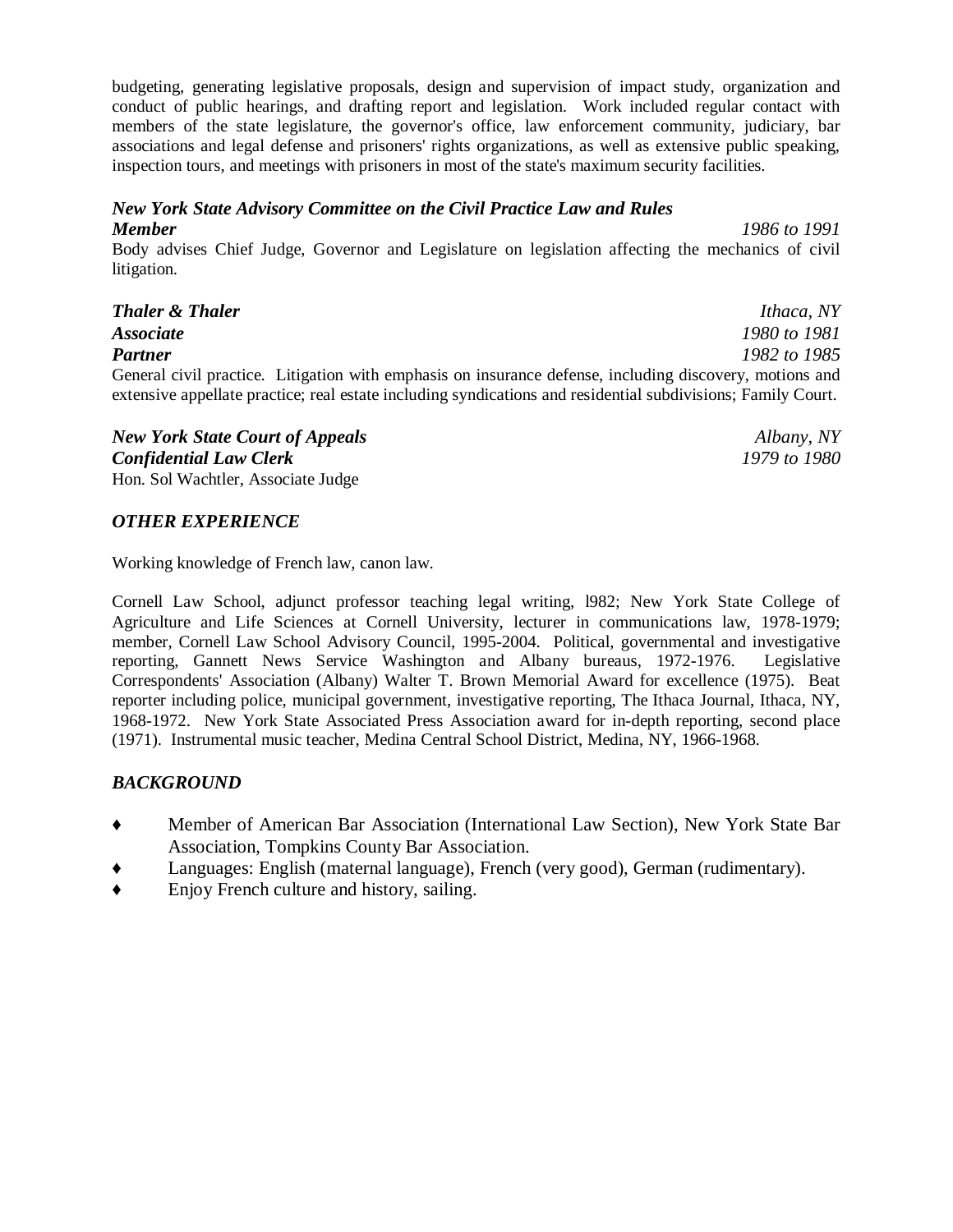budgeting, generating legislative proposals, design and supervision of impact study, organization and conduct of public hearings, and drafting report and legislation. Work included regular contact with members of the state legislature, the governor's office, law enforcement community, judiciary, bar associations and legal defense and prisoners' rights organizations, as well as extensive public speaking, inspection tours, and meetings with prisoners in most of the state's maximum security facilities.

***New York State Advisory Committee on the Civil Practice Law and Rules***
***Member*** *1986 to 1991*
Body advises Chief Judge, Governor and Legislature on legislation affecting the mechanics of civil litigation.

***Thaler & Thaler*** *Ithaca, NY*
***Associate*** *1980 to 1981*
***Partner*** *1982 to 1985*
General civil practice. Litigation with emphasis on insurance defense, including discovery, motions and extensive appellate practice; real estate including syndications and residential subdivisions; Family Court.

***New York State Court of Appeals*** *Albany, NY*
***Confidential Law Clerk*** *1979 to 1980*
Hon. Sol Wachtler, Associate Judge

## *OTHER EXPERIENCE*

Working knowledge of French law, canon law.

Cornell Law School, adjunct professor teaching legal writing, l982; New York State College of Agriculture and Life Sciences at Cornell University, lecturer in communications law, 1978-1979; member, Cornell Law School Advisory Council, 1995-2004. Political, governmental and investigative reporting, Gannett News Service Washington and Albany bureaus, 1972-1976. Legislative Correspondents' Association (Albany) Walter T. Brown Memorial Award for excellence (1975). Beat reporter including police, municipal government, investigative reporting, The Ithaca Journal, Ithaca, NY, 1968-1972. New York State Associated Press Association award for in-depth reporting, second place (1971). Instrumental music teacher, Medina Central School District, Medina, NY, 1966-1968.

## *BACKGROUND*

- Member of American Bar Association (International Law Section), New York State Bar Association, Tompkins County Bar Association.
- Languages: English (maternal language), French (very good), German (rudimentary).
- Enjoy French culture and history, sailing.